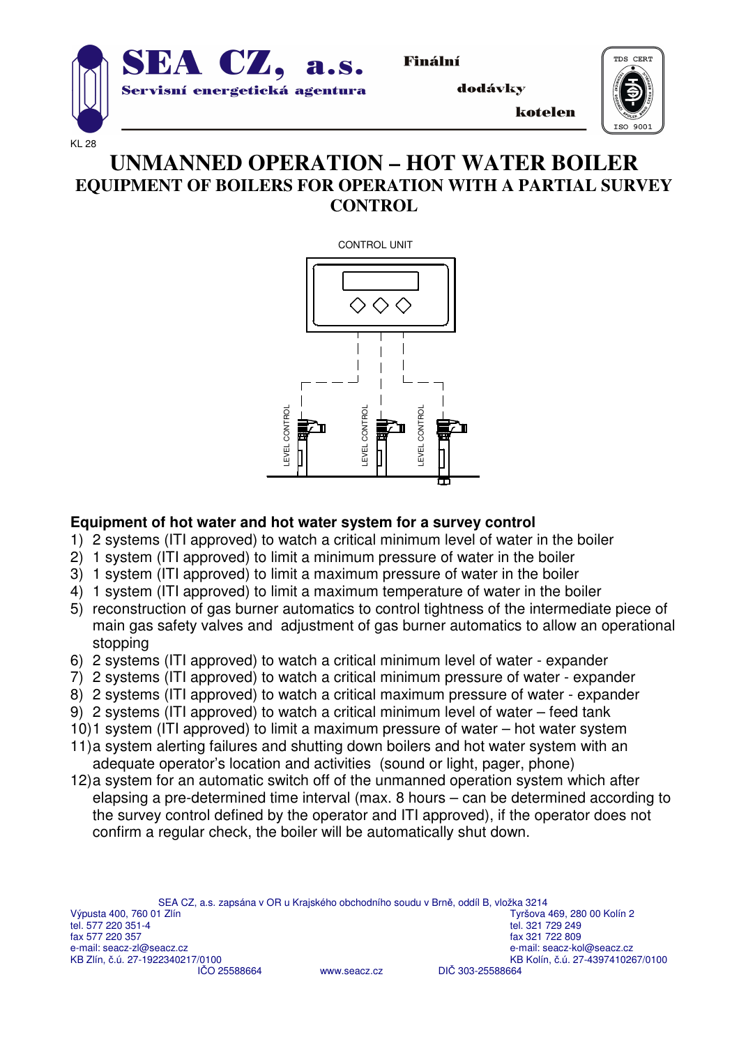# SEA CZ, a.s.

**Servisní energetická agentura**

**Finální dodávky kotelen**

KL 28

# UNMANNED OPERATION – HOT WATER BOILER

## EQUIPMENT OF BOILERS FOR OPERATION WITH A PARTIAL SURVEY CONTROL

CONTROL UNIT

LEVEL CONTROL LEVEL CONTROL LEVEL CONTROL

### Equipment of hot water and hot water system for a survey control

1) 2 systems (ITI approved) to watch a critical minimum level of water in the boiler
2) 1 system (ITI approved) to limit a minimum pressure of water in the boiler
3) 1 system (ITI approved) to limit a maximum pressure of water in the boiler
4) 1 system (ITI approved) to limit a maximum temperature of water in the boiler
5) reconstruction of gas burner automatics to control tightness of the intermediate piece of main gas safety valves and adjustment of gas burner automatics to allow an operational stopping
6) 2 systems (ITI approved) to watch a critical minimum level of water - expander
7) 2 systems (ITI approved) to watch a critical minimum pressure of water - expander
8) 2 systems (ITI approved) to watch a critical maximum pressure of water - expander
9) 2 systems (ITI approved) to watch a critical minimum level of water – feed tank
10) 1 system (ITI approved) to limit a maximum pressure of water – hot water system
11) a system alerting failures and shutting down boilers and hot water system with an adequate operator's location and activities (sound or light, pager, phone)
12) a system for an automatic switch off of the unmanned operation system which after elapsing a pre-determined time interval (max. 8 hours – can be determined according to the survey control defined by the operator and ITI approved), if the operator does not confirm a regular check, the boiler will be automatically shut down.

SEA CZ, a.s. zapsána v OR u Krajského obchodního soudu v Brně, oddíl B, vložka 3214

Výpusta 400, 760 01 Zlín
tel. 577 220 351-4
fax 577 220 357
e-mail: seacz-zl@seacz.cz
KB Zlín, č.ú. 27-1922340217/0100

Tyršova 469, 280 00 Kolín 2
tel. 321 729 249
fax 321 722 809
e-mail: seacz-kol@seacz.cz
KB Kolín, č.ú. 27-4397410267/0100

IČO 25588664 www.seacz.cz DIČ 303-25588664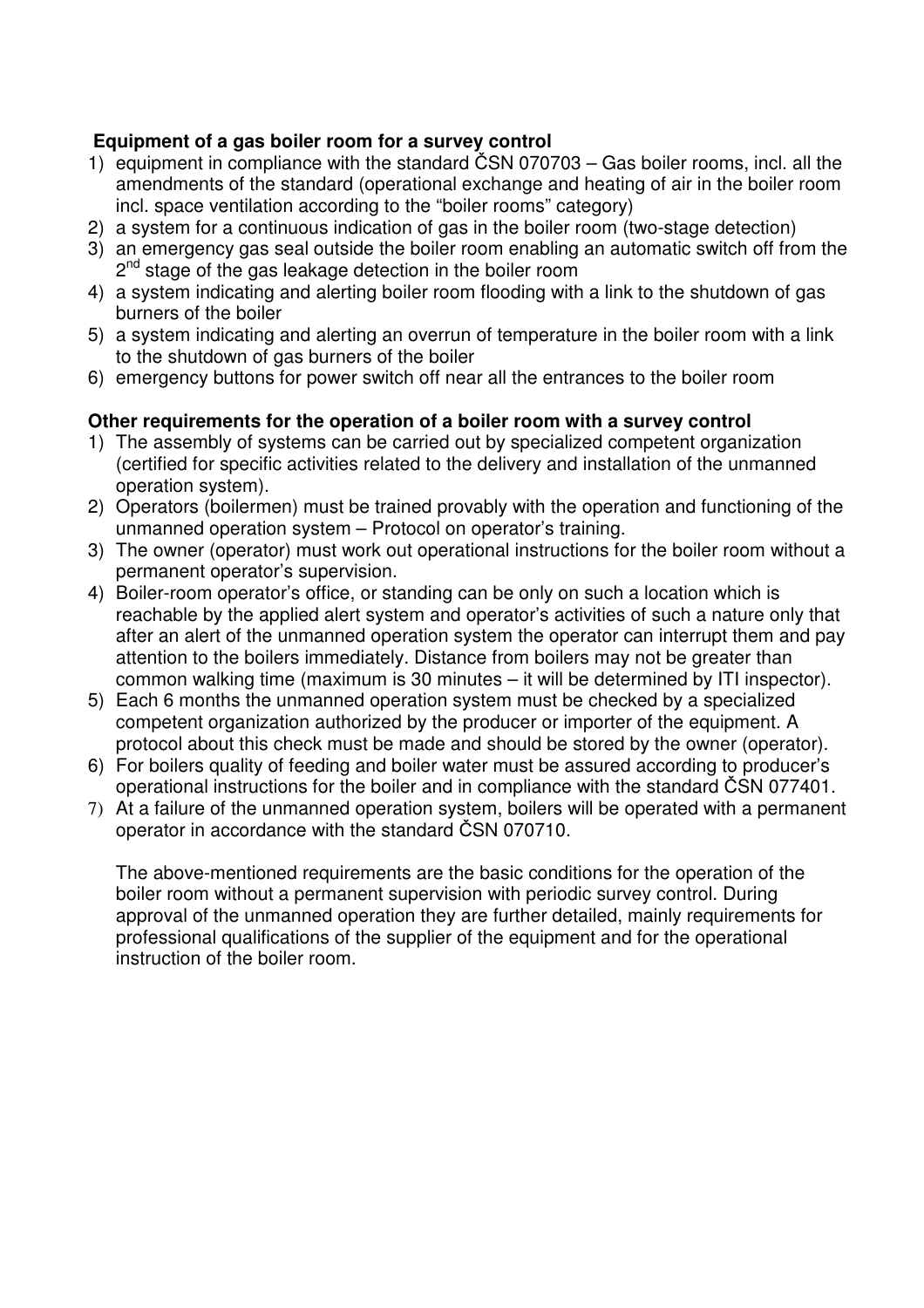**Equipment of a gas boiler room for a survey control**

1) equipment in compliance with the standard ČSN 070703 – Gas boiler rooms, incl. all the amendments of the standard (operational exchange and heating of air in the boiler room incl. space ventilation according to the "boiler rooms" category)
2) a system for a continuous indication of gas in the boiler room (two-stage detection)
3) an emergency gas seal outside the boiler room enabling an automatic switch off from the 2nd stage of the gas leakage detection in the boiler room
4) a system indicating and alerting boiler room flooding with a link to the shutdown of gas burners of the boiler
5) a system indicating and alerting an overrun of temperature in the boiler room with a link to the shutdown of gas burners of the boiler
6) emergency buttons for power switch off near all the entrances to the boiler room

**Other requirements for the operation of a boiler room with a survey control**

1) The assembly of systems can be carried out by specialized competent organization (certified for specific activities related to the delivery and installation of the unmanned operation system).
2) Operators (boilermen) must be trained provably with the operation and functioning of the unmanned operation system – Protocol on operator's training.
3) The owner (operator) must work out operational instructions for the boiler room without a permanent operator's supervision.
4) Boiler-room operator's office, or standing can be only on such a location which is reachable by the applied alert system and operator's activities of such a nature only that after an alert of the unmanned operation system the operator can interrupt them and pay attention to the boilers immediately. Distance from boilers may not be greater than common walking time (maximum is 30 minutes – it will be determined by ITI inspector).
5) Each 6 months the unmanned operation system must be checked by a specialized competent organization authorized by the producer or importer of the equipment. A protocol about this check must be made and should be stored by the owner (operator).
6) For boilers quality of feeding and boiler water must be assured according to producer's operational instructions for the boiler and in compliance with the standard ČSN 077401.
7) At a failure of the unmanned operation system, boilers will be operated with a permanent operator in accordance with the standard ČSN 070710.

The above-mentioned requirements are the basic conditions for the operation of the boiler room without a permanent supervision with periodic survey control. During approval of the unmanned operation they are further detailed, mainly requirements for professional qualifications of the supplier of the equipment and for the operational instruction of the boiler room.